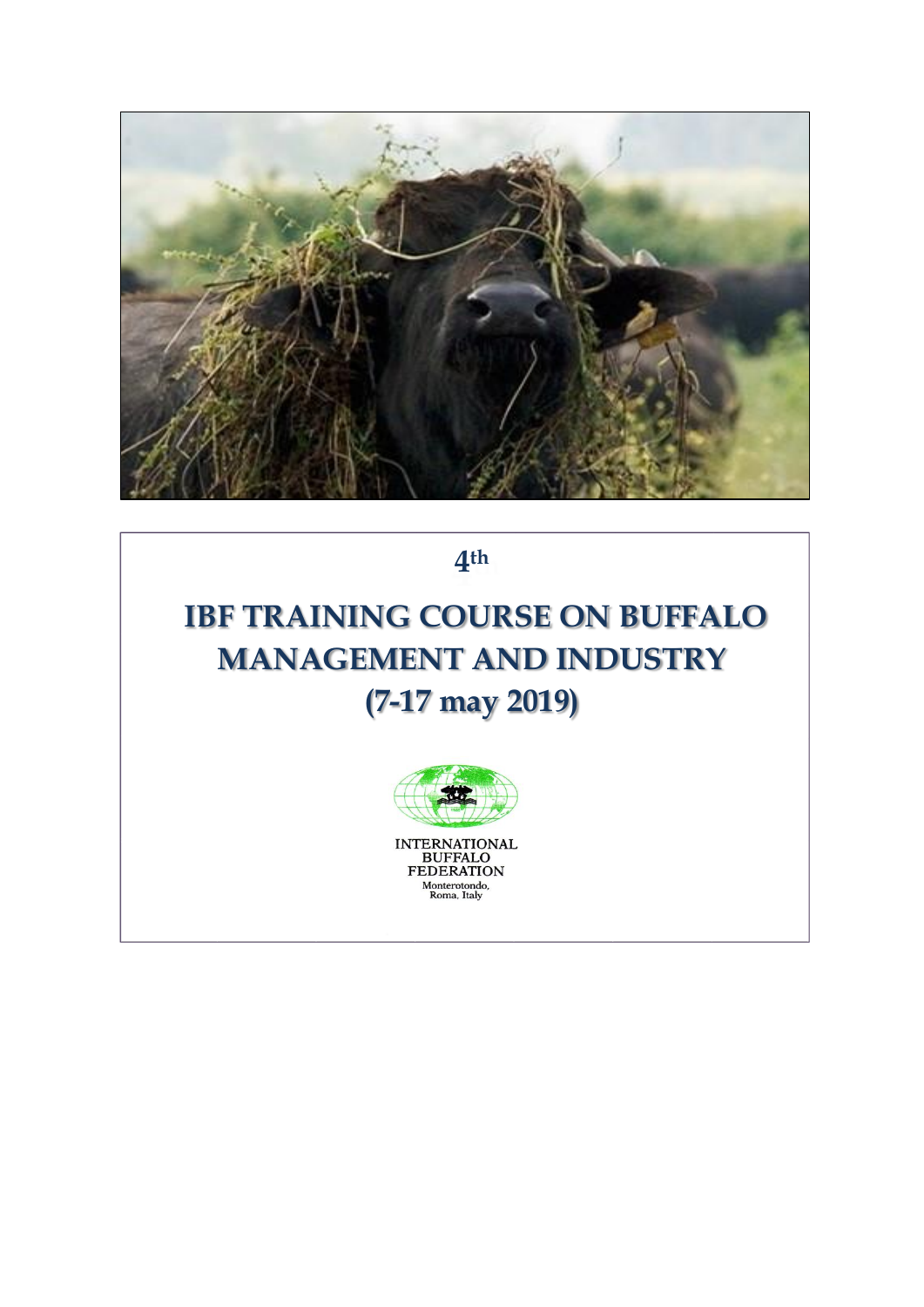4th

# IBF TRAINING COURSE ON BUFFALO MANAGEMENT AND INDUSTRY (7-17 may 2019)

INTERNATIONAL BUFFALO FEDERATION
Monterotondo, Roma, Italy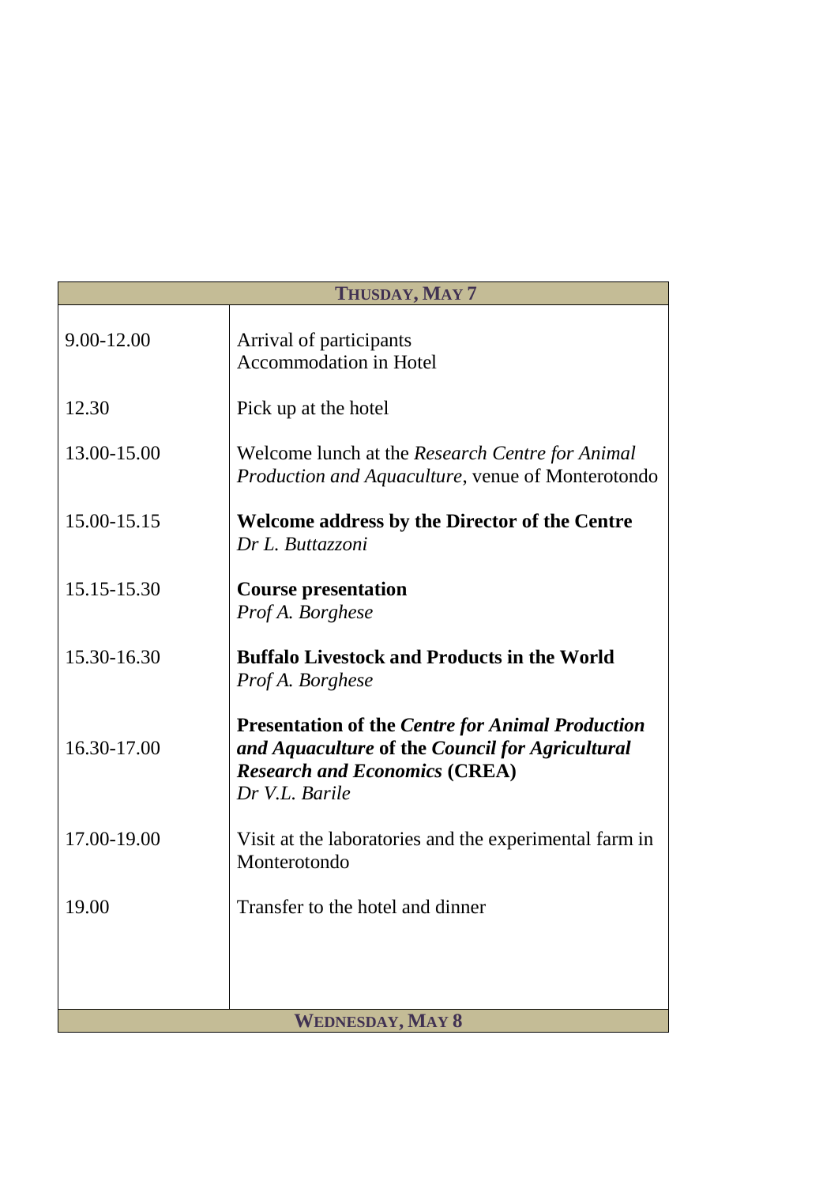| THUSDAY, MAY 7 | |
|---|---|
| 9.00-12.00 | Arrival of participants<br>Accommodation in Hotel |
| 12.30 | Pick up at the hotel |
| 13.00-15.00 | Welcome lunch at the *Research Centre for Animal Production and Aquaculture*, venue of Monterotondo |
| 15.00-15.15 | **Welcome address by the Director of the Centre**<br>*Dr L. Buttazzoni* |
| 15.15-15.30 | **Course presentation**<br>*Prof A. Borghese* |
| 15.30-16.30 | **Buffalo Livestock and Products in the World**<br>*Prof A. Borghese* |
| 16.30-17.00 | **Presentation of the *Centre for Animal Production and Aquaculture* of the *Council for Agricultural Research and Economics* (CREA)**<br>*Dr V.L. Barile* |
| 17.00-19.00 | Visit at the laboratories and the experimental farm in Monterotondo |
| 19.00 | Transfer to the hotel and dinner |
| **WEDNESDAY, MAY 8** | |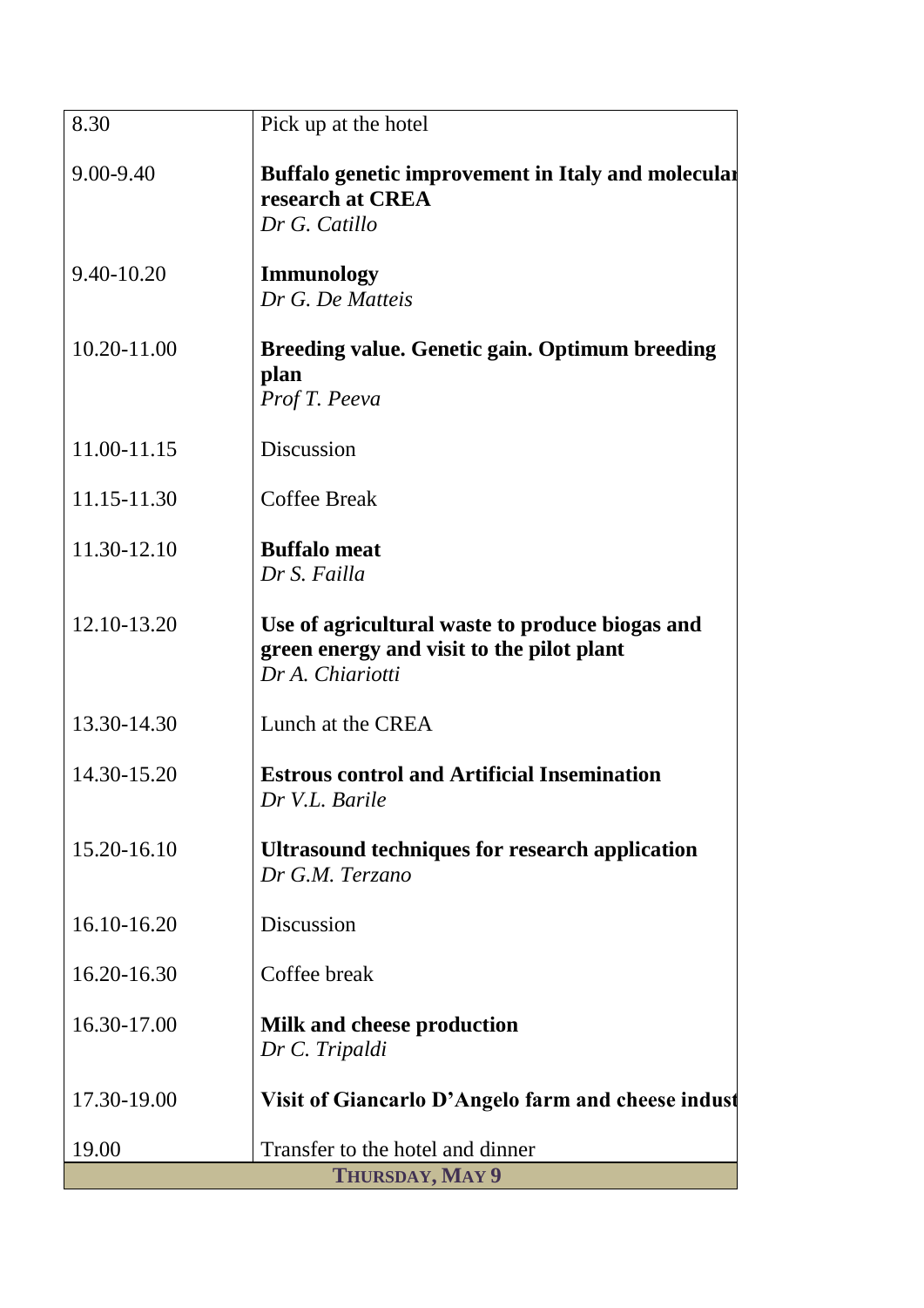| | |
|---|---|
| 8.30 | Pick up at the hotel |
| 9.00-9.40 | **Buffalo genetic improvement in Italy and molecular research at CREA**<br>*Dr G. Catillo* |
| 9.40-10.20 | **Immunology**<br>*Dr G. De Matteis* |
| 10.20-11.00 | **Breeding value. Genetic gain. Optimum breeding plan**<br>*Prof T. Peeva* |
| 11.00-11.15 | Discussion |
| 11.15-11.30 | Coffee Break |
| 11.30-12.10 | **Buffalo meat**<br>*Dr S. Failla* |
| 12.10-13.20 | **Use of agricultural waste to produce biogas and green energy and visit to the pilot plant**<br>*Dr A. Chiariotti* |
| 13.30-14.30 | Lunch at the CREA |
| 14.30-15.20 | **Estrous control and Artificial Insemination**<br>*Dr V.L. Barile* |
| 15.20-16.10 | **Ultrasound techniques for research application**<br>*Dr G.M. Terzano* |
| 16.10-16.20 | Discussion |
| 16.20-16.30 | Coffee break |
| 16.30-17.00 | **Milk and cheese production**<br>*Dr C. Tripaldi* |
| 17.30-19.00 | **Visit of Giancarlo D'Angelo farm and cheese indust** |
| 19.00 | Transfer to the hotel and dinner |

**THURSDAY, MAY 9**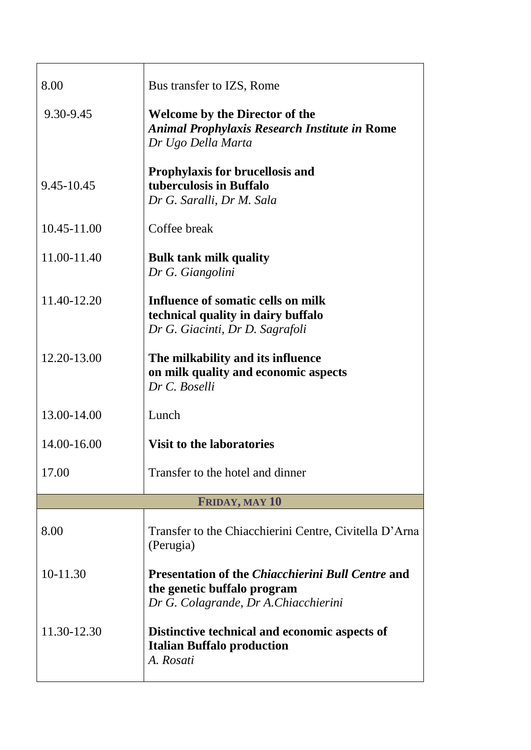| | |
|---|---|
| 8.00 | Bus transfer to IZS, Rome |
| 9.30-9.45 | **Welcome by the Director of the** ***Animal Prophylaxis Research Institute in*** **Rome**<br>*Dr Ugo Della Marta* |
| 9.45-10.45 | **Prophylaxis for brucellosis and tuberculosis in Buffalo**<br>*Dr G. Saralli, Dr M. Sala* |
| 10.45-11.00 | Coffee break |
| 11.00-11.40 | **Bulk tank milk quality**<br>*Dr G. Giangolini* |
| 11.40-12.20 | **Influence of somatic cells on milk technical quality in dairy buffalo**<br>*Dr G. Giacinti, Dr D. Sagrafoli* |
| 12.20-13.00 | **The milkability and its influence on milk quality and economic aspects**<br>*Dr C. Boselli* |
| 13.00-14.00 | Lunch |
| 14.00-16.00 | **Visit to the laboratories** |
| 17.00 | Transfer to the hotel and dinner |
| **FRIDAY, MAY 10** | |
| 8.00 | Transfer to the Chiacchierini Centre, Civitella D'Arna (Perugia) |
| 10-11.30 | **Presentation of the** ***Chiacchierini Bull Centre*** **and the genetic buffalo program**<br>*Dr G. Colagrande, Dr A.Chiacchierini* |
| 11.30-12.30 | **Distinctive technical and economic aspects of Italian Buffalo production**<br>*A. Rosati* |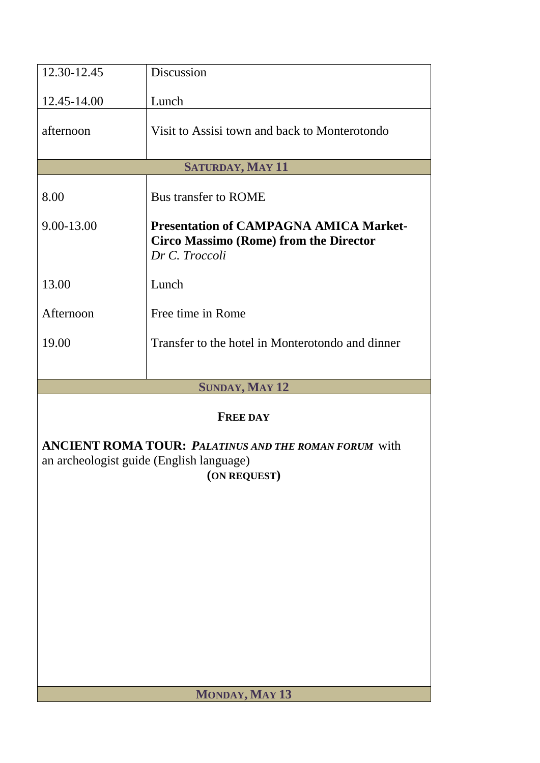| | |
|---|---|
| 12.30-12.45 | Discussion |
| 12.45-14.00 | Lunch |
| afternoon | Visit to Assisi town and back to Monterotondo |
| **SATURDAY, MAY 11** | |
| 8.00 | Bus transfer to ROME |
| 9.00-13.00 | **Presentation of CAMPAGNA AMICA Market-Circo Massimo (Rome) from the Director** *Dr C. Troccoli* |
| 13.00 | Lunch |
| Afternoon | Free time in Rome |
| 19.00 | Transfer to the hotel in Monterotondo and dinner |
| **SUNDAY, MAY 12** | |

**FREE DAY**

**ANCIENT ROMA TOUR:** ***PALATINUS AND THE ROMAN FORUM*** with an archeologist guide (English language)

**(ON REQUEST)**

**MONDAY, MAY 13**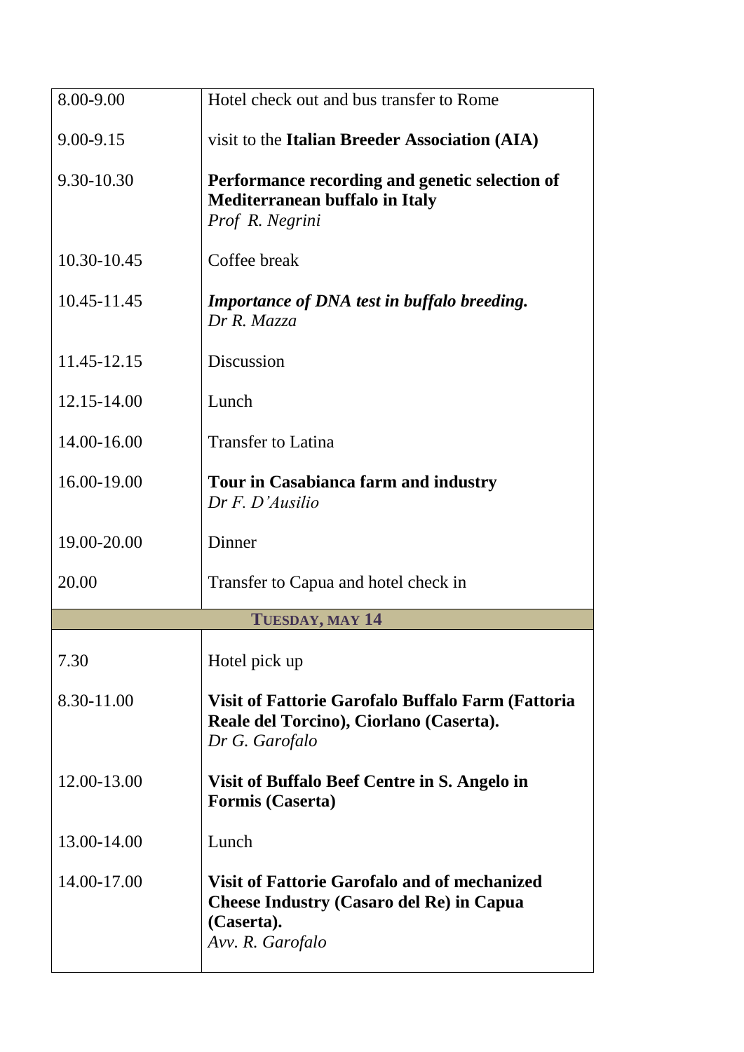| | |
|---|---|
| 8.00-9.00 | Hotel check out and bus transfer to Rome |
| 9.00-9.15 | visit to the **Italian Breeder Association (AIA)** |
| 9.30-10.30 | **Performance recording and genetic selection of Mediterranean buffalo in Italy**<br>*Prof R. Negrini* |
| 10.30-10.45 | Coffee break |
| 10.45-11.45 | ***Importance of DNA test in buffalo breeding.***<br>*Dr R. Mazza* |
| 11.45-12.15 | Discussion |
| 12.15-14.00 | Lunch |
| 14.00-16.00 | Transfer to Latina |
| 16.00-19.00 | **Tour in Casabianca farm and industry**<br>*Dr F. D'Ausilio* |
| 19.00-20.00 | Dinner |
| 20.00 | Transfer to Capua and hotel check in |
| **TUESDAY, MAY 14** | |
| 7.30 | Hotel pick up |
| 8.30-11.00 | **Visit of Fattorie Garofalo Buffalo Farm (Fattoria Reale del Torcino), Ciorlano (Caserta).**<br>*Dr G. Garofalo* |
| 12.00-13.00 | **Visit of Buffalo Beef Centre in S. Angelo in Formis (Caserta)** |
| 13.00-14.00 | Lunch |
| 14.00-17.00 | **Visit of Fattorie Garofalo and of mechanized Cheese Industry (Casaro del Re) in Capua (Caserta).**<br>*Avv. R. Garofalo* |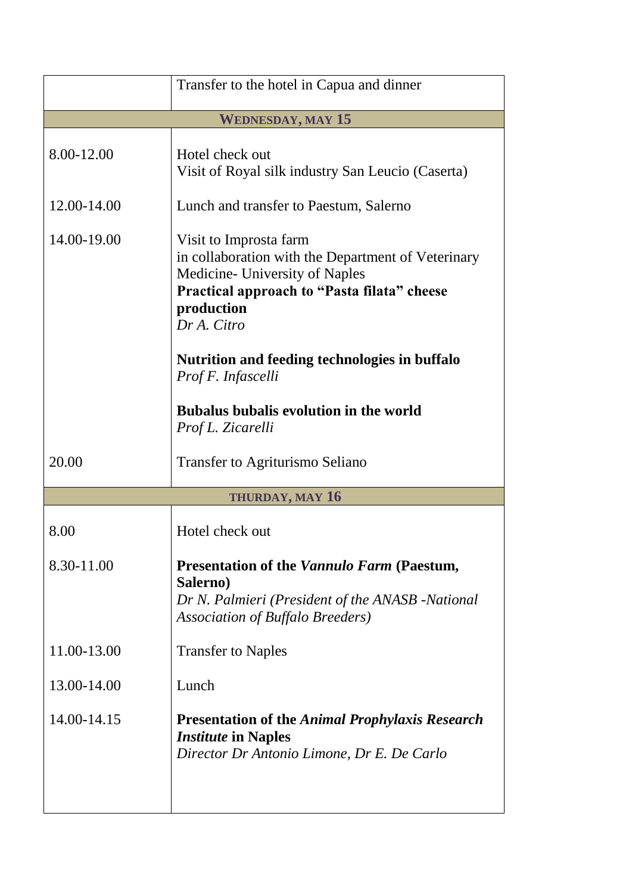| | |
|---|---|
| | Transfer to the hotel in Capua and dinner |
| **WEDNESDAY, MAY 15** | |
| 8.00-12.00 | Hotel check out<br>Visit of Royal silk industry San Leucio (Caserta) |
| 12.00-14.00 | Lunch and transfer to Paestum, Salerno |
| 14.00-19.00 | Visit to Improsta farm<br>in collaboration with the Department of Veterinary Medicine- University of Naples<br>**Practical approach to "Pasta filata" cheese production**<br>*Dr A. Citro*<br><br>**Nutrition and feeding technologies in buffalo**<br>*Prof F. Infascelli*<br><br>**Bubalus bubalis evolution in the world**<br>*Prof L. Zicarelli* |
| 20.00 | Transfer to Agriturismo Seliano |
| **THURDAY, MAY 16** | |
| 8.00 | Hotel check out |
| 8.30-11.00 | **Presentation of the *Vannulo Farm* (Paestum, Salerno)**<br>*Dr N. Palmieri (President of the ANASB -National Association of Buffalo Breeders)* |
| 11.00-13.00 | Transfer to Naples |
| 13.00-14.00 | Lunch |
| 14.00-14.15 | **Presentation of the *Animal Prophylaxis Research Institute* in Naples**<br>*Director Dr Antonio Limone, Dr E. De Carlo* |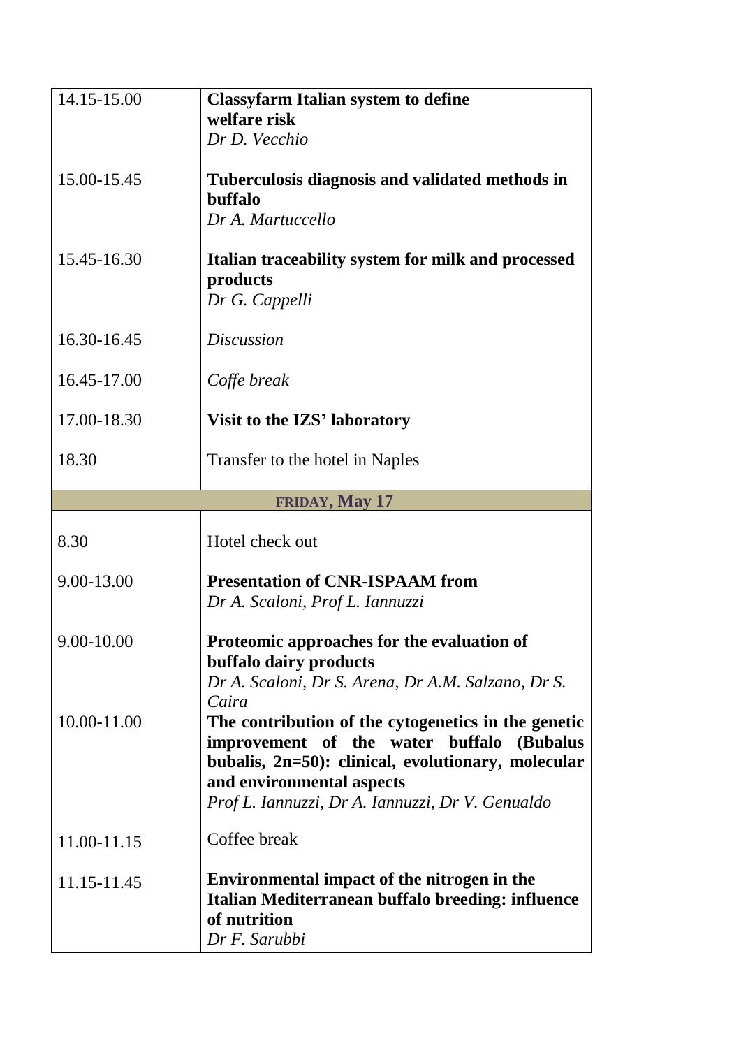| | |
|---|---|
| 14.15-15.00 | **Classyfarm Italian system to define welfare risk**<br>*Dr D. Vecchio* |
| 15.00-15.45 | **Tuberculosis diagnosis and validated methods in buffalo**<br>*Dr A. Martuccello* |
| 15.45-16.30 | **Italian traceability system for milk and processed products**<br>*Dr G. Cappelli* |
| 16.30-16.45 | *Discussion* |
| 16.45-17.00 | *Coffe break* |
| 17.00-18.30 | **Visit to the IZS' laboratory** |
| 18.30 | Transfer to the hotel in Naples |
| **FRIDAY, May 17** | |
| 8.30 | Hotel check out |
| 9.00-13.00 | **Presentation of CNR-ISPAAM from**<br>*Dr A. Scaloni, Prof L. Iannuzzi* |
| 9.00-10.00 | **Proteomic approaches for the evaluation of buffalo dairy products**<br>*Dr A. Scaloni, Dr S. Arena, Dr A.M. Salzano, Dr S. Caira* |
| 10.00-11.00 | **The contribution of the cytogenetics in the genetic improvement of the water buffalo (Bubalus bubalis, 2n=50): clinical, evolutionary, molecular and environmental aspects**<br>*Prof L. Iannuzzi, Dr A. Iannuzzi, Dr V. Genualdo* |
| 11.00-11.15 | Coffee break |
| 11.15-11.45 | **Environmental impact of the nitrogen in the Italian Mediterranean buffalo breeding: influence of nutrition**<br>*Dr F. Sarubbi* |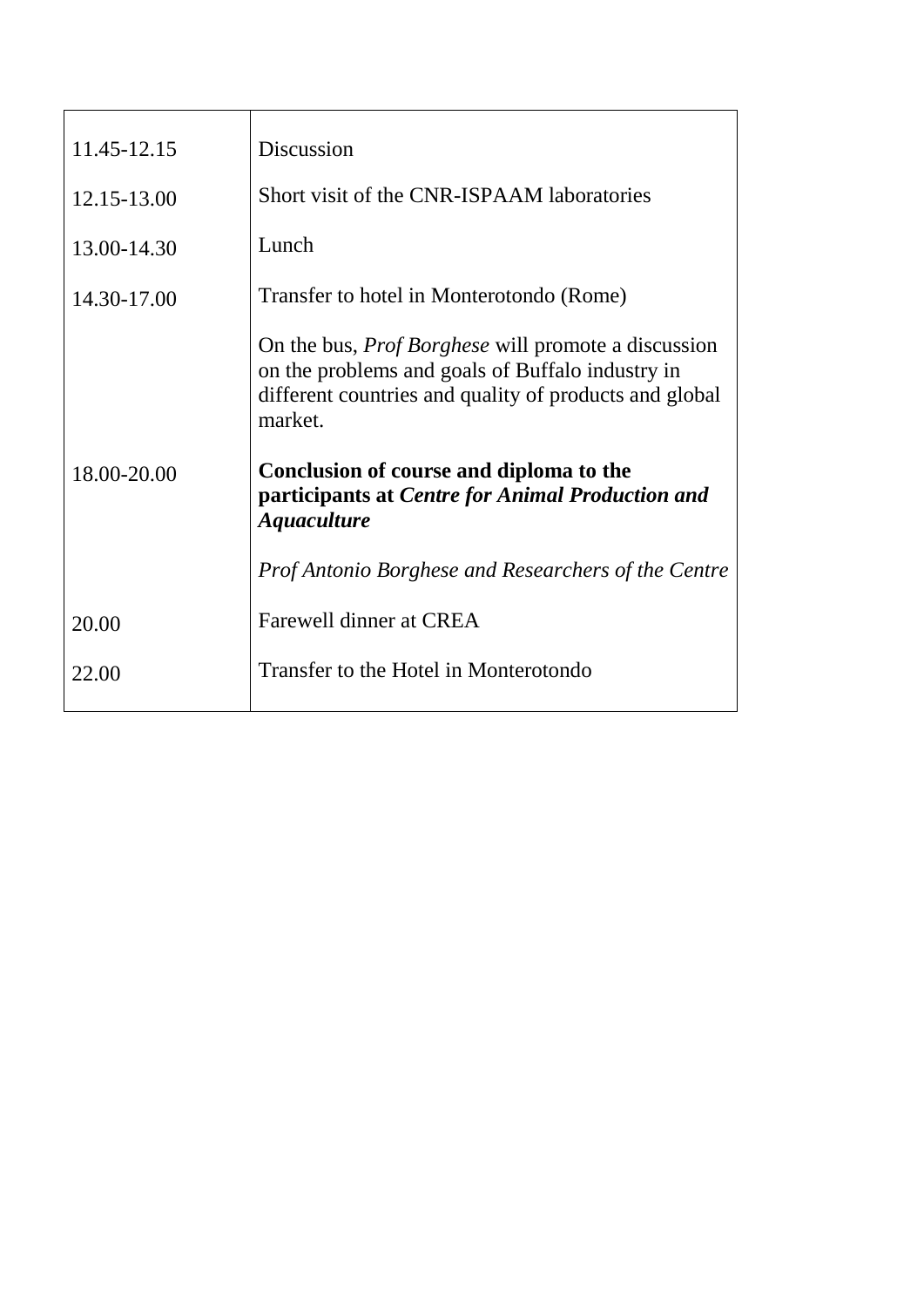| | |
|---|---|
| 11.45-12.15 | Discussion |
| 12.15-13.00 | Short visit of the CNR-ISPAAM laboratories |
| 13.00-14.30 | Lunch |
| 14.30-17.00 | Transfer to hotel in Monterotondo (Rome) |
| | On the bus, *Prof Borghese* will promote a discussion on the problems and goals of Buffalo industry in different countries and quality of products and global market. |
| 18.00-20.00 | **Conclusion of course and diploma to the participants at *Centre for Animal Production and Aquaculture*** |
| | *Prof Antonio Borghese and Researchers of the Centre* |
| 20.00 | Farewell dinner at CREA |
| 22.00 | Transfer to the Hotel in Monterotondo |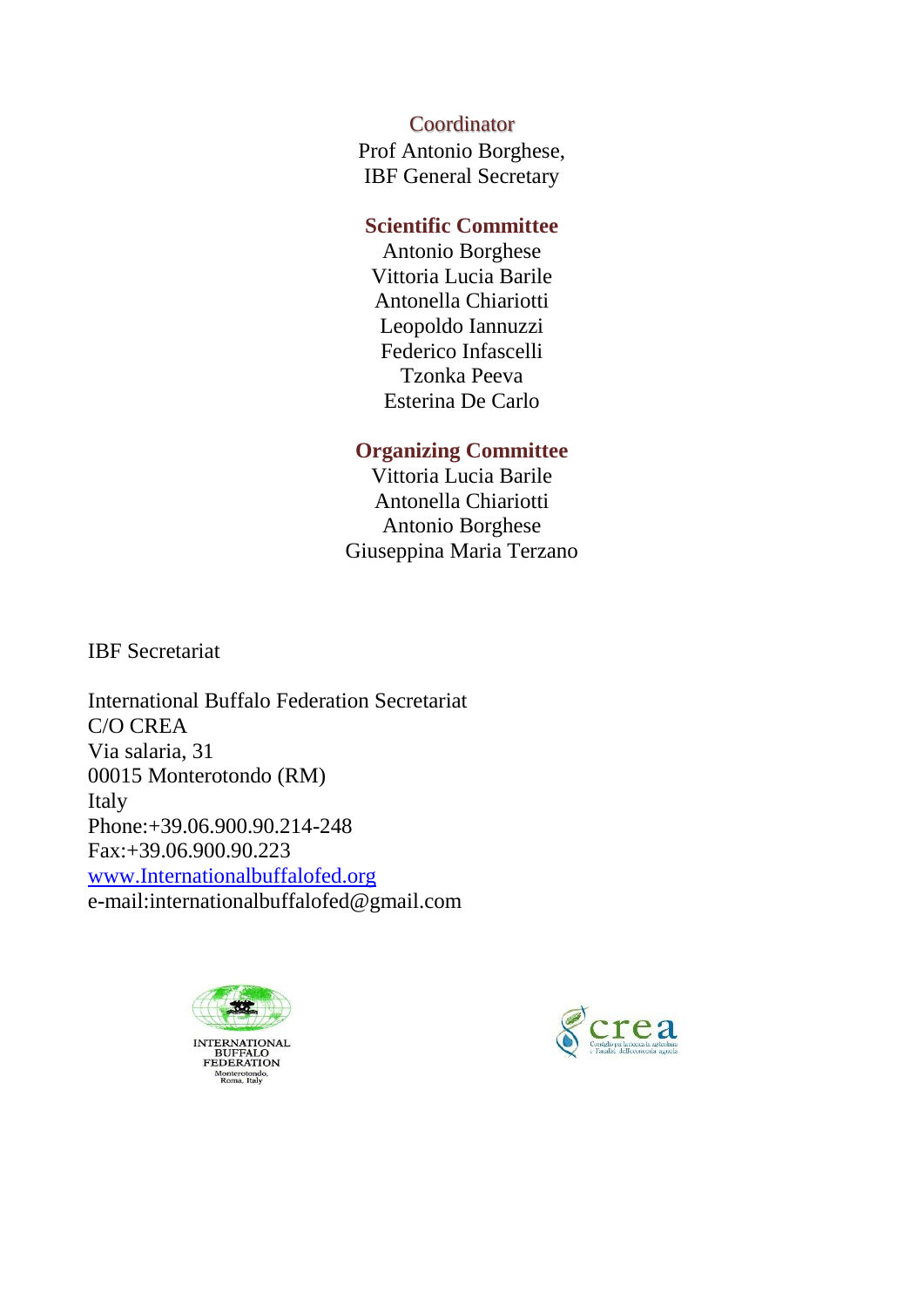## Coordinator

Prof Antonio Borghese,
IBF General Secretary

## Scientific Committee

Antonio Borghese
Vittoria Lucia Barile
Antonella Chiariotti
Leopoldo Iannuzzi
Federico Infascelli
Tzonka Peeva
Esterina De Carlo

## Organizing Committee

Vittoria Lucia Barile
Antonella Chiariotti
Antonio Borghese
Giuseppina Maria Terzano

IBF Secretariat

International Buffalo Federation Secretariat
C/O CREA
Via salaria, 31
00015 Monterotondo (RM)
Italy
Phone:+39.06.900.90.214-248
Fax:+39.06.900.90.223
[www.Internationalbuffalofed.org](http://www.Internationalbuffalofed.org)
e-mail:internationalbuffalofed@gmail.com

INTERNATIONAL BUFFALO FEDERATION
Monterotondo, Roma, Italy

crea
Consiglio per la ricerca in agricoltura e l'analisi dell'economia agraria